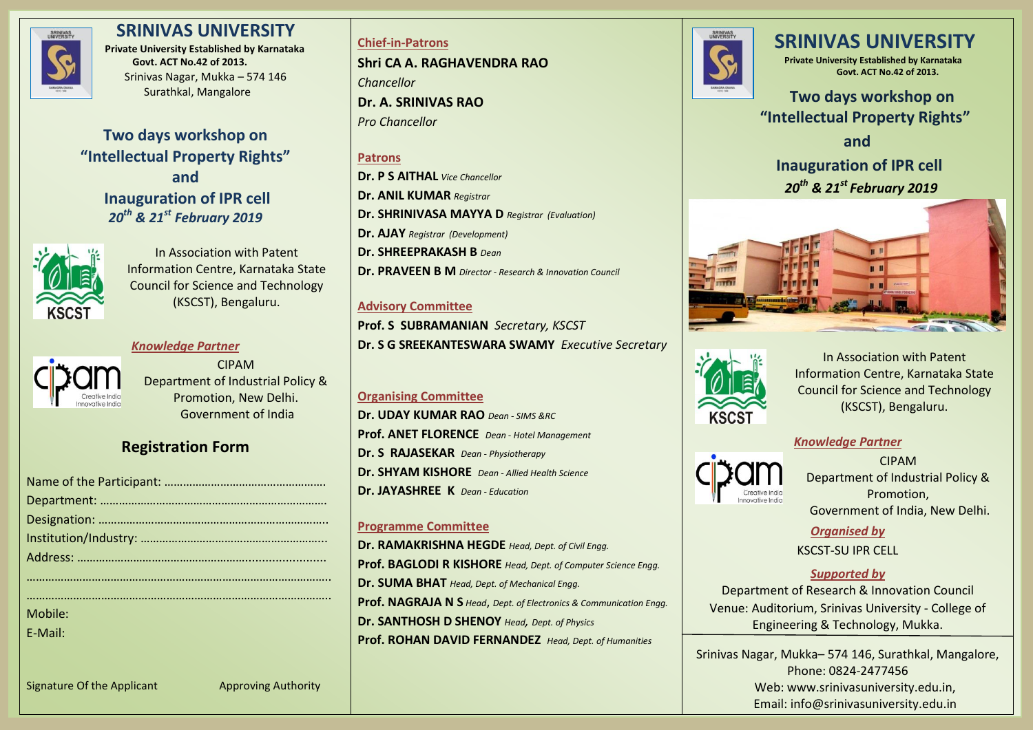# SRINIVAS UNIVERSITY

**Private University Established by Karnataka Govt. ACT No.42 of 2013.**

Srinivas Nagar, Mukka – 574 146
Surathkal, Mangalore

## Two days workshop on "Intellectual Property Rights" and Inauguration of IPR cell

***20th & 21st February 2019***

In Association with Patent Information Centre, Karnataka State Council for Science and Technology (KSCST), Bengaluru.

***Knowledge Partner***

CIPAM
Department of Industrial Policy & Promotion, New Delhi.
Government of India

## Registration Form

Name of the Participant: ……………………………………………

Department: ………………………………………………………………

Designation: ………………………………………………………………

Institution/Industry: ……………………………………………………

Address: …………………………………………………………………

……………………………………………………………………………………

……………………………………………………………………………………

Mobile:

E-Mail:

Signature Of the Applicant          Approving Authority

**Chief-in-Patrons**

**Shri CA A. RAGHAVENDRA RAO**
*Chancellor*
**Dr. A. SRINIVAS RAO**
*Pro Chancellor*

**Patrons**

**Dr. P S AITHAL** *Vice Chancellor*
**Dr. ANIL KUMAR** *Registrar*
**Dr. SHRINIVASA MAYYA D** *Registrar (Evaluation)*
**Dr. AJAY** *Registrar (Development)*
**Dr. SHREEPRAKASH B** *Dean*
**Dr. PRAVEEN B M** *Director - Research & Innovation Council*

**Advisory Committee**

**Prof. S SUBRAMANIAN** *Secretary, KSCST*
**Dr. S G SREEKANTESWARA SWAMY** *Executive Secretary*

**Organising Committee**

**Dr. UDAY KUMAR RAO** *Dean - SIMS &RC*
**Prof. ANET FLORENCE** *Dean - Hotel Management*
**Dr. S RAJASEKAR** *Dean - Physiotherapy*
**Dr. SHYAM KISHORE** *Dean - Allied Health Science*
**Dr. JAYASHREE K** *Dean - Education*

**Programme Committee**

**Dr. RAMAKRISHNA HEGDE** *Head, Dept. of Civil Engg.*
**Prof. BAGLODI R KISHORE** *Head, Dept. of Computer Science Engg.*
**Dr. SUMA BHAT** *Head, Dept. of Mechanical Engg.*
**Prof. NAGRAJA N S** *Head, Dept. of Electronics & Communication Engg.*
**Dr. SANTHOSH D SHENOY** *Head, Dept. of Physics*
**Prof. ROHAN DAVID FERNANDEZ** *Head, Dept. of Humanities*

# SRINIVAS UNIVERSITY

**Private University Established by Karnataka Govt. ACT No.42 of 2013.**

## Two days workshop on "Intellectual Property Rights" and Inauguration of IPR cell

***20th & 21st February 2019***

In Association with Patent Information Centre, Karnataka State Council for Science and Technology (KSCST), Bengaluru.

***Knowledge Partner***

CIPAM
Department of Industrial Policy & Promotion,
Government of India, New Delhi.

***Organised by***

KSCST-SU IPR CELL

***Supported by***

Department of Research & Innovation Council
Venue: Auditorium, Srinivas University - College of Engineering & Technology, Mukka.

Srinivas Nagar, Mukka– 574 146, Surathkal, Mangalore,
Phone: 0824-2477456
Web: www.srinivasuniversity.edu.in,
Email: info@srinivasuniversity.edu.in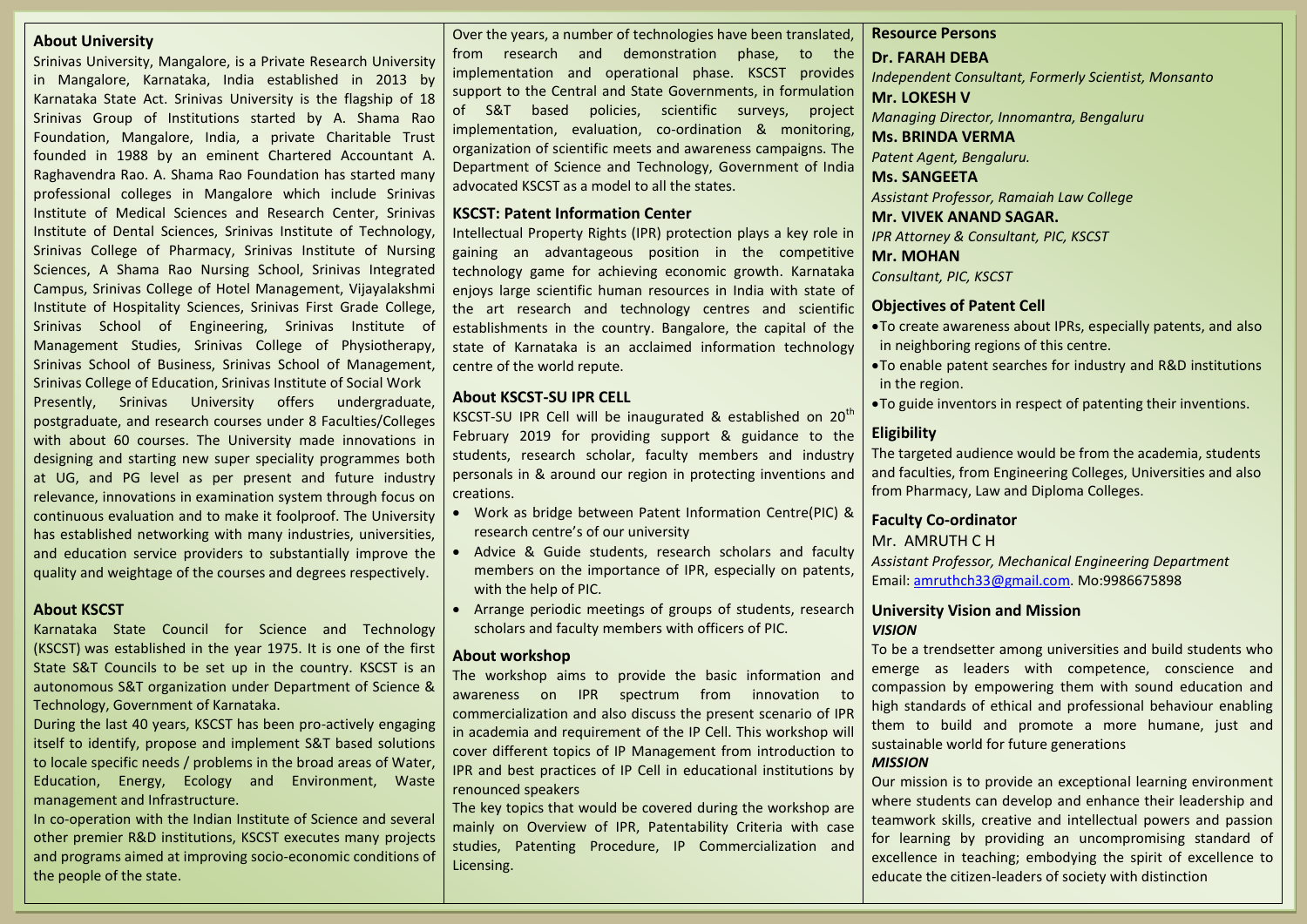## About University

Srinivas University, Mangalore, is a Private Research University in Mangalore, Karnataka, India established in 2013 by Karnataka State Act. Srinivas University is the flagship of 18 Srinivas Group of Institutions started by A. Shama Rao Foundation, Mangalore, India, a private Charitable Trust founded in 1988 by an eminent Chartered Accountant A. Raghavendra Rao. A. Shama Rao Foundation has started many professional colleges in Mangalore which include Srinivas Institute of Medical Sciences and Research Center, Srinivas Institute of Dental Sciences, Srinivas Institute of Technology, Srinivas College of Pharmacy, Srinivas Institute of Nursing Sciences, A Shama Rao Nursing School, Srinivas Integrated Campus, Srinivas College of Hotel Management, Vijayalakshmi Institute of Hospitality Sciences, Srinivas First Grade College, Srinivas School of Engineering, Srinivas Institute of Management Studies, Srinivas College of Physiotherapy, Srinivas School of Business, Srinivas School of Management, Srinivas College of Education, Srinivas Institute of Social Work

Presently, Srinivas University offers undergraduate, postgraduate, and research courses under 8 Faculties/Colleges with about 60 courses. The University made innovations in designing and starting new super speciality programmes both at UG, and PG level as per present and future industry relevance, innovations in examination system through focus on continuous evaluation and to make it foolproof. The University has established networking with many industries, universities, and education service providers to substantially improve the quality and weightage of the courses and degrees respectively.

## About KSCST

Karnataka State Council for Science and Technology (KSCST) was established in the year 1975. It is one of the first State S&T Councils to be set up in the country. KSCST is an autonomous S&T organization under Department of Science & Technology, Government of Karnataka.

During the last 40 years, KSCST has been pro-actively engaging itself to identify, propose and implement S&T based solutions to locale specific needs / problems in the broad areas of Water, Education, Energy, Ecology and Environment, Waste management and Infrastructure.

In co-operation with the Indian Institute of Science and several other premier R&D institutions, KSCST executes many projects and programs aimed at improving socio-economic conditions of the people of the state.

Over the years, a number of technologies have been translated, from research and demonstration phase, to the implementation and operational phase. KSCST provides support to the Central and State Governments, in formulation of S&T based policies, scientific surveys, project implementation, evaluation, co-ordination & monitoring, organization of scientific meets and awareness campaigns. The Department of Science and Technology, Government of India advocated KSCST as a model to all the states.

## KSCST: Patent Information Center

Intellectual Property Rights (IPR) protection plays a key role in gaining an advantageous position in the competitive technology game for achieving economic growth. Karnataka enjoys large scientific human resources in India with state of the art research and technology centres and scientific establishments in the country. Bangalore, the capital of the state of Karnataka is an acclaimed information technology centre of the world repute.

## About KSCST-SU IPR CELL

KSCST-SU IPR Cell will be inaugurated & established on 20th February 2019 for providing support & guidance to the students, research scholar, faculty members and industry personals in & around our region in protecting inventions and creations.

- Work as bridge between Patent Information Centre(PIC) & research centre's of our university
- Advice & Guide students, research scholars and faculty members on the importance of IPR, especially on patents, with the help of PIC.
- Arrange periodic meetings of groups of students, research scholars and faculty members with officers of PIC.

## About workshop

The workshop aims to provide the basic information and awareness on IPR spectrum from innovation to commercialization and also discuss the present scenario of IPR in academia and requirement of the IP Cell. This workshop will cover different topics of IP Management from introduction to IPR and best practices of IP Cell in educational institutions by renounced speakers

The key topics that would be covered during the workshop are mainly on Overview of IPR, Patentability Criteria with case studies, Patenting Procedure, IP Commercialization and Licensing.

## Resource Persons

**Dr. FARAH DEBA**
*Independent Consultant, Formerly Scientist, Monsanto*

**Mr. LOKESH V**
*Managing Director, Innomantra, Bengaluru*

**Ms. BRINDA VERMA**
*Patent Agent, Bengaluru.*

**Ms. SANGEETA**
*Assistant Professor, Ramaiah Law College*

**Mr. VIVEK ANAND SAGAR.**
*IPR Attorney & Consultant, PIC, KSCST*

**Mr. MOHAN**
*Consultant, PIC, KSCST*

## Objectives of Patent Cell

- To create awareness about IPRs, especially patents, and also in neighboring regions of this centre.
- To enable patent searches for industry and R&D institutions in the region.
- To guide inventors in respect of patenting their inventions.

## Eligibility

The targeted audience would be from the academia, students and faculties, from Engineering Colleges, Universities and also from Pharmacy, Law and Diploma Colleges.

## Faculty Co-ordinator

Mr. AMRUTH C H
*Assistant Professor, Mechanical Engineering Department*
Email: amruthch33@gmail.com. Mo:9986675898

## University Vision and Mission

***VISION***

To be a trendsetter among universities and build students who emerge as leaders with competence, conscience and compassion by empowering them with sound education and high standards of ethical and professional behaviour enabling them to build and promote a more humane, just and sustainable world for future generations

***MISSION***

Our mission is to provide an exceptional learning environment where students can develop and enhance their leadership and teamwork skills, creative and intellectual powers and passion for learning by providing an uncompromising standard of excellence in teaching; embodying the spirit of excellence to educate the citizen-leaders of society with distinction